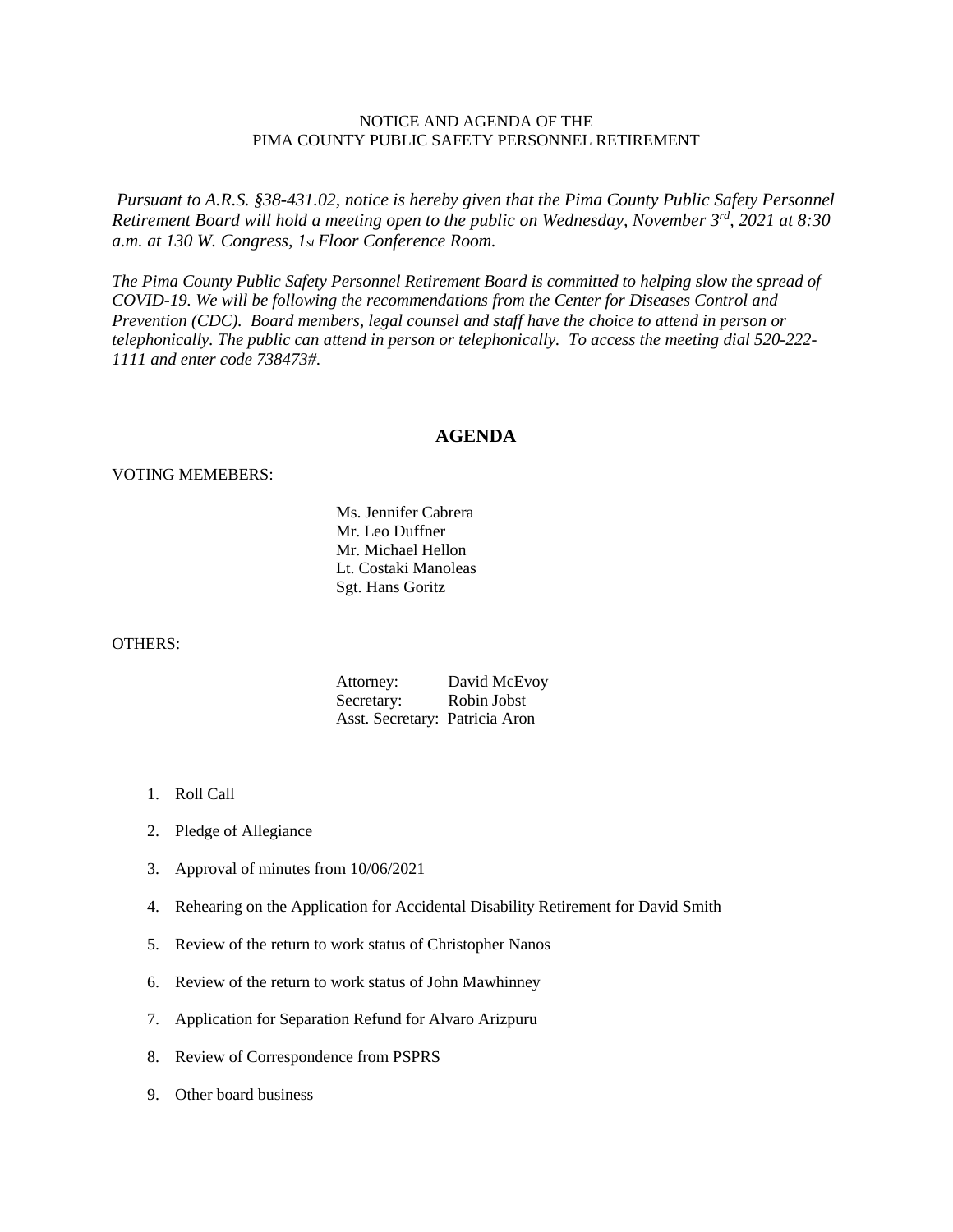NOTICE AND AGENDA OF THE
PIMA COUNTY PUBLIC SAFETY PERSONNEL RETIREMENT

*Pursuant to A.R.S. §38-431.02, notice is hereby given that the Pima County Public Safety Personnel Retirement Board will hold a meeting open to the public on Wednesday, November 3rd, 2021 at 8:30 a.m. at 130 W. Congress, 1st Floor Conference Room.*

*The Pima County Public Safety Personnel Retirement Board is committed to helping slow the spread of COVID-19. We will be following the recommendations from the Center for Diseases Control and Prevention (CDC). Board members, legal counsel and staff have the choice to attend in person or telephonically. The public can attend in person or telephonically. To access the meeting dial 520-222-1111 and enter code 738473#.*

## AGENDA

VOTING MEMEBERS:

Ms. Jennifer Cabrera
Mr. Leo Duffner
Mr. Michael Hellon
Lt. Costaki Manoleas
Sgt. Hans Goritz

OTHERS:

Attorney: David McEvoy
Secretary: Robin Jobst
Asst. Secretary: Patricia Aron

1. Roll Call
2. Pledge of Allegiance
3. Approval of minutes from 10/06/2021
4. Rehearing on the Application for Accidental Disability Retirement for David Smith
5. Review of the return to work status of Christopher Nanos
6. Review of the return to work status of John Mawhinney
7. Application for Separation Refund for Alvaro Arizpuru
8. Review of Correspondence from PSPRS
9. Other board business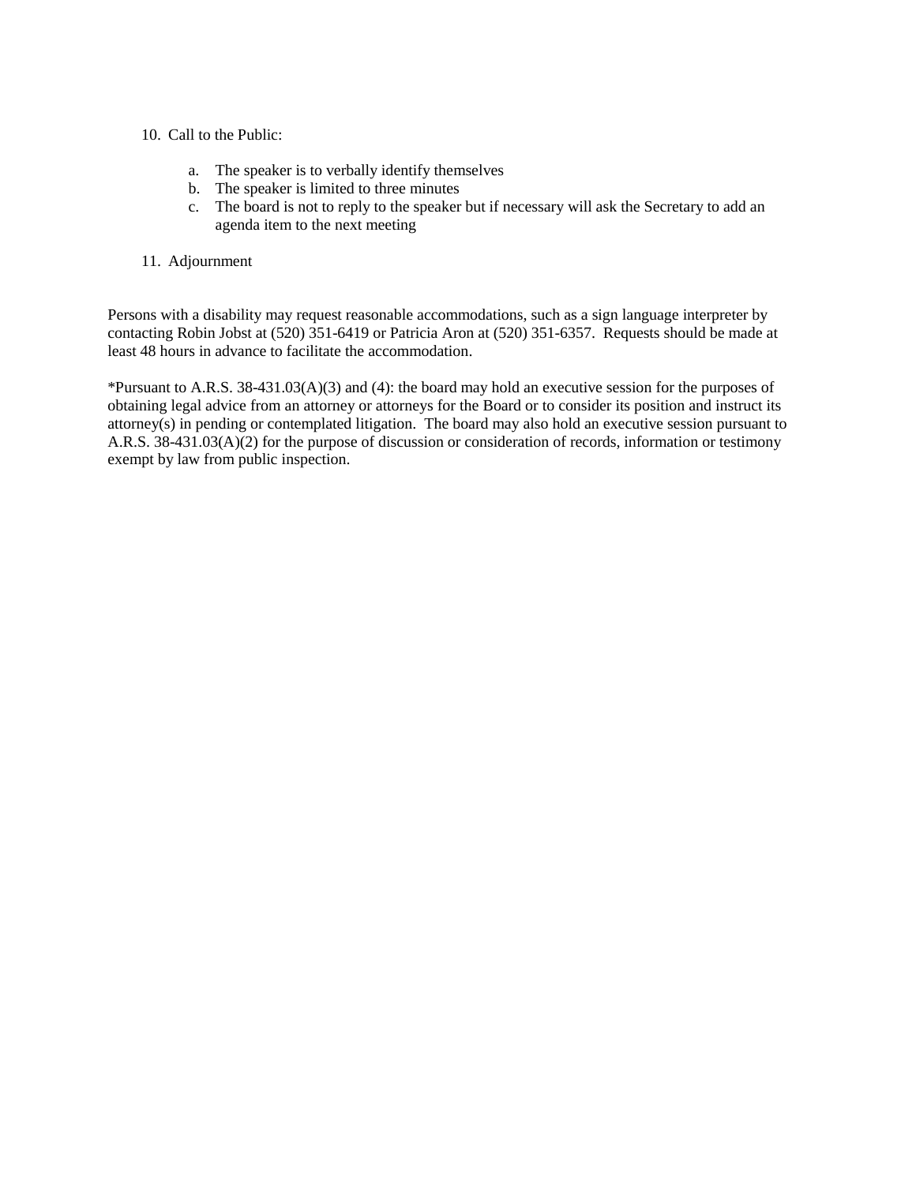10. Call to the Public:

    a. The speaker is to verbally identify themselves
    b. The speaker is limited to three minutes
    c. The board is not to reply to the speaker but if necessary will ask the Secretary to add an agenda item to the next meeting

11. Adjournment

Persons with a disability may request reasonable accommodations, such as a sign language interpreter by contacting Robin Jobst at (520) 351-6419 or Patricia Aron at (520) 351-6357. Requests should be made at least 48 hours in advance to facilitate the accommodation.

*Pursuant to A.R.S. 38-431.03(A)(3) and (4): the board may hold an executive session for the purposes of obtaining legal advice from an attorney or attorneys for the Board or to consider its position and instruct its attorney(s) in pending or contemplated litigation. The board may also hold an executive session pursuant to A.R.S. 38-431.03(A)(2) for the purpose of discussion or consideration of records, information or testimony exempt by law from public inspection.